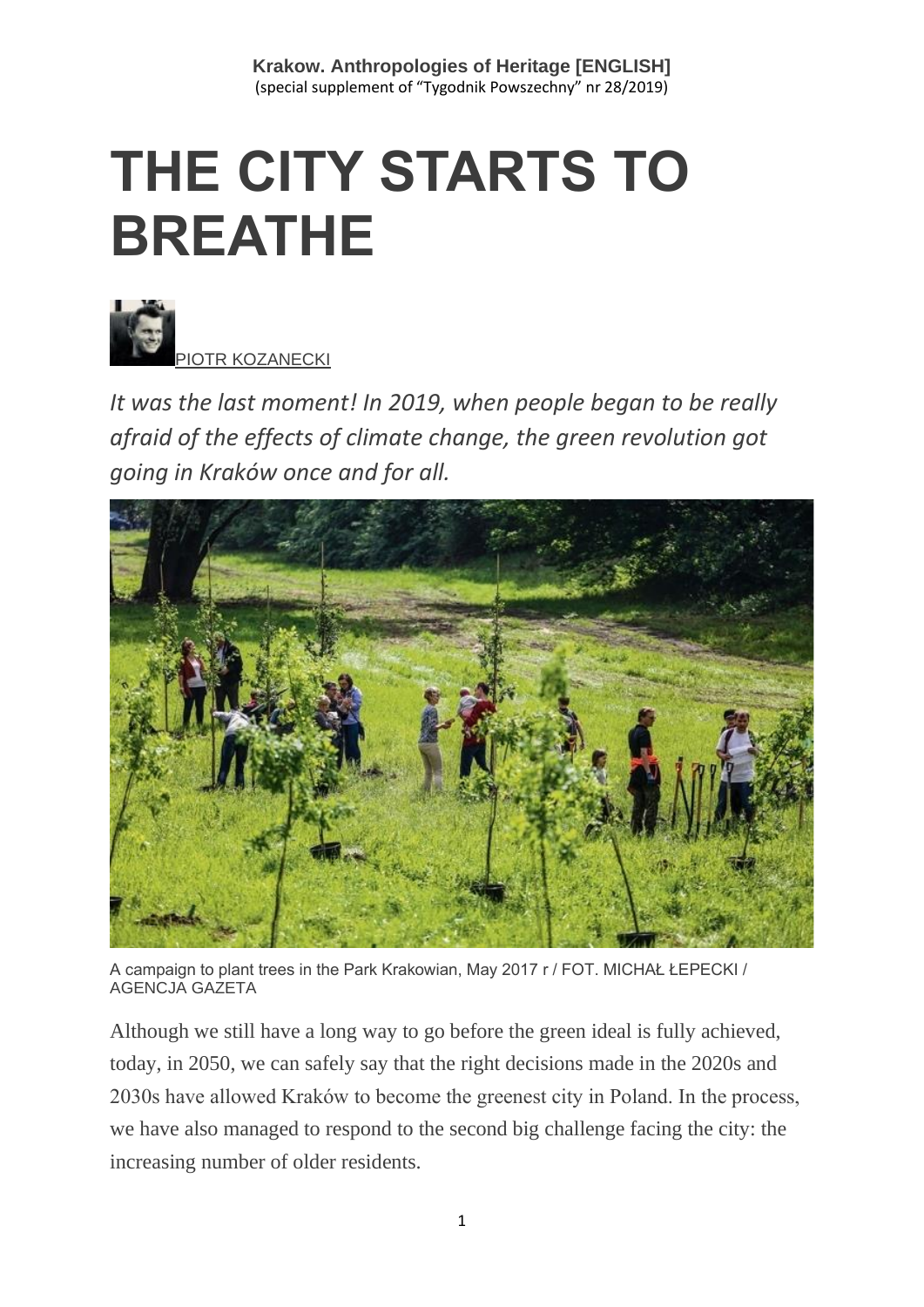Krakow. Anthropologies of Heritage [ENGLISH]
(special supplement of "Tygodnik Powszechny" nr 28/2019)

# THE CITY STARTS TO BREATHE

PIOTR KOZANECKI

*It was the last moment! In 2019, when people began to be really afraid of the effects of climate change, the green revolution got going in Kraków once and for all.*

A campaign to plant trees in the Park Krakowian, May 2017 r / FOT. MICHAŁ ŁEPECKI / AGENCJA GAZETA

Although we still have a long way to go before the green ideal is fully achieved, today, in 2050, we can safely say that the right decisions made in the 2020s and 2030s have allowed Kraków to become the greenest city in Poland. In the process, we have also managed to respond to the second big challenge facing the city: the increasing number of older residents.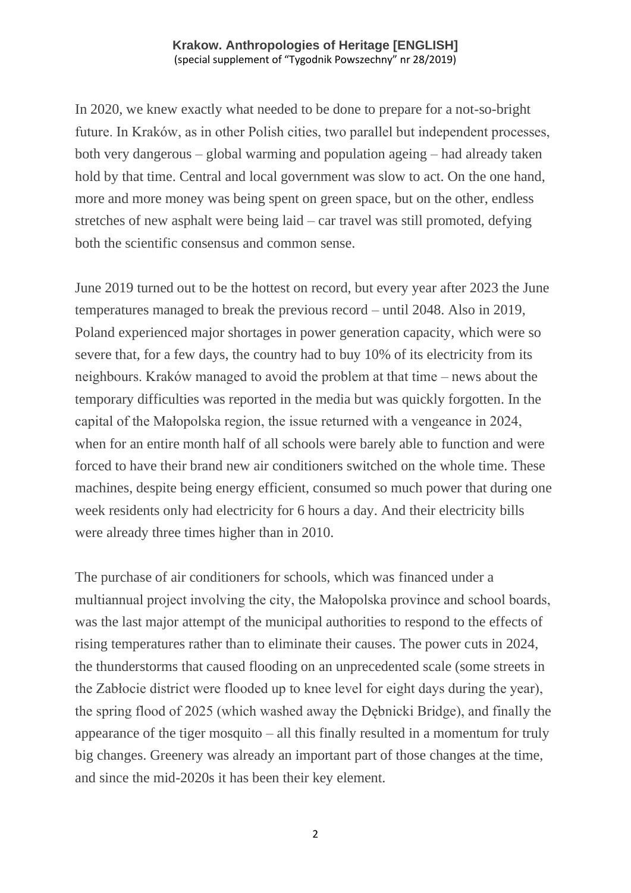In 2020, we knew exactly what needed to be done to prepare for a not-so-bright future. In Kraków, as in other Polish cities, two parallel but independent processes, both very dangerous – global warming and population ageing – had already taken hold by that time. Central and local government was slow to act. On the one hand, more and more money was being spent on green space, but on the other, endless stretches of new asphalt were being laid – car travel was still promoted, defying both the scientific consensus and common sense.

June 2019 turned out to be the hottest on record, but every year after 2023 the June temperatures managed to break the previous record – until 2048. Also in 2019, Poland experienced major shortages in power generation capacity, which were so severe that, for a few days, the country had to buy 10% of its electricity from its neighbours. Kraków managed to avoid the problem at that time – news about the temporary difficulties was reported in the media but was quickly forgotten. In the capital of the Małopolska region, the issue returned with a vengeance in 2024, when for an entire month half of all schools were barely able to function and were forced to have their brand new air conditioners switched on the whole time. These machines, despite being energy efficient, consumed so much power that during one week residents only had electricity for 6 hours a day. And their electricity bills were already three times higher than in 2010.

The purchase of air conditioners for schools, which was financed under a multiannual project involving the city, the Małopolska province and school boards, was the last major attempt of the municipal authorities to respond to the effects of rising temperatures rather than to eliminate their causes. The power cuts in 2024, the thunderstorms that caused flooding on an unprecedented scale (some streets in the Zabłocie district were flooded up to knee level for eight days during the year), the spring flood of 2025 (which washed away the Dębnicki Bridge), and finally the appearance of the tiger mosquito – all this finally resulted in a momentum for truly big changes. Greenery was already an important part of those changes at the time, and since the mid-2020s it has been their key element.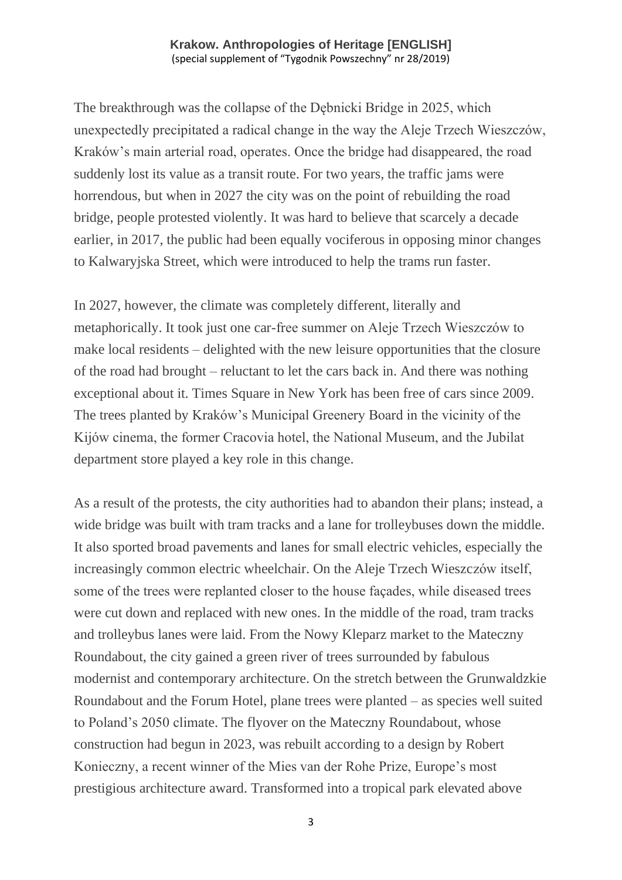The breakthrough was the collapse of the Dębnicki Bridge in 2025, which unexpectedly precipitated a radical change in the way the Aleje Trzech Wieszczów, Kraków's main arterial road, operates. Once the bridge had disappeared, the road suddenly lost its value as a transit route. For two years, the traffic jams were horrendous, but when in 2027 the city was on the point of rebuilding the road bridge, people protested violently. It was hard to believe that scarcely a decade earlier, in 2017, the public had been equally vociferous in opposing minor changes to Kalwaryjska Street, which were introduced to help the trams run faster.

In 2027, however, the climate was completely different, literally and metaphorically. It took just one car-free summer on Aleje Trzech Wieszczów to make local residents – delighted with the new leisure opportunities that the closure of the road had brought – reluctant to let the cars back in. And there was nothing exceptional about it. Times Square in New York has been free of cars since 2009. The trees planted by Kraków's Municipal Greenery Board in the vicinity of the Kijów cinema, the former Cracovia hotel, the National Museum, and the Jubilat department store played a key role in this change.

As a result of the protests, the city authorities had to abandon their plans; instead, a wide bridge was built with tram tracks and a lane for trolleybuses down the middle. It also sported broad pavements and lanes for small electric vehicles, especially the increasingly common electric wheelchair. On the Aleje Trzech Wieszczów itself, some of the trees were replanted closer to the house façades, while diseased trees were cut down and replaced with new ones. In the middle of the road, tram tracks and trolleybus lanes were laid. From the Nowy Kleparz market to the Mateczny Roundabout, the city gained a green river of trees surrounded by fabulous modernist and contemporary architecture. On the stretch between the Grunwaldzkie Roundabout and the Forum Hotel, plane trees were planted – as species well suited to Poland's 2050 climate. The flyover on the Mateczny Roundabout, whose construction had begun in 2023, was rebuilt according to a design by Robert Konieczny, a recent winner of the Mies van der Rohe Prize, Europe's most prestigious architecture award. Transformed into a tropical park elevated above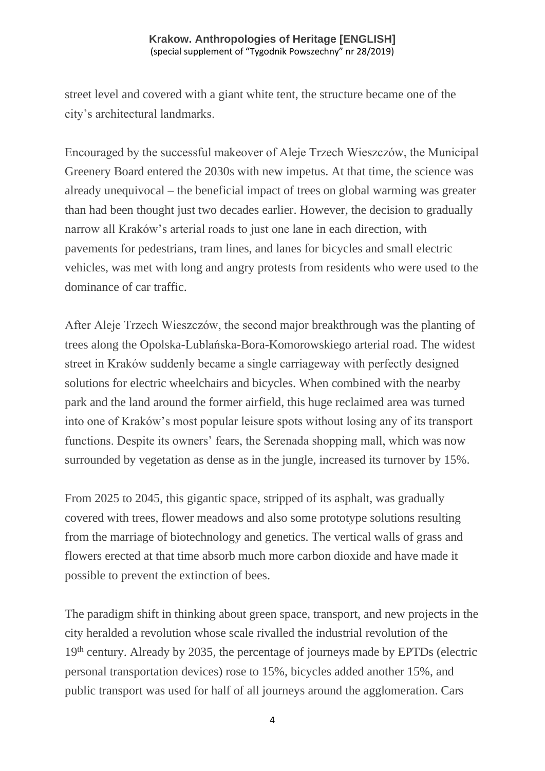street level and covered with a giant white tent, the structure became one of the city's architectural landmarks.

Encouraged by the successful makeover of Aleje Trzech Wieszczów, the Municipal Greenery Board entered the 2030s with new impetus. At that time, the science was already unequivocal – the beneficial impact of trees on global warming was greater than had been thought just two decades earlier. However, the decision to gradually narrow all Kraków's arterial roads to just one lane in each direction, with pavements for pedestrians, tram lines, and lanes for bicycles and small electric vehicles, was met with long and angry protests from residents who were used to the dominance of car traffic.

After Aleje Trzech Wieszczów, the second major breakthrough was the planting of trees along the Opolska-Lublańska-Bora-Komorowskiego arterial road. The widest street in Kraków suddenly became a single carriageway with perfectly designed solutions for electric wheelchairs and bicycles. When combined with the nearby park and the land around the former airfield, this huge reclaimed area was turned into one of Kraków's most popular leisure spots without losing any of its transport functions. Despite its owners' fears, the Serenada shopping mall, which was now surrounded by vegetation as dense as in the jungle, increased its turnover by 15%.

From 2025 to 2045, this gigantic space, stripped of its asphalt, was gradually covered with trees, flower meadows and also some prototype solutions resulting from the marriage of biotechnology and genetics. The vertical walls of grass and flowers erected at that time absorb much more carbon dioxide and have made it possible to prevent the extinction of bees.

The paradigm shift in thinking about green space, transport, and new projects in the city heralded a revolution whose scale rivalled the industrial revolution of the 19th century. Already by 2035, the percentage of journeys made by EPTDs (electric personal transportation devices) rose to 15%, bicycles added another 15%, and public transport was used for half of all journeys around the agglomeration. Cars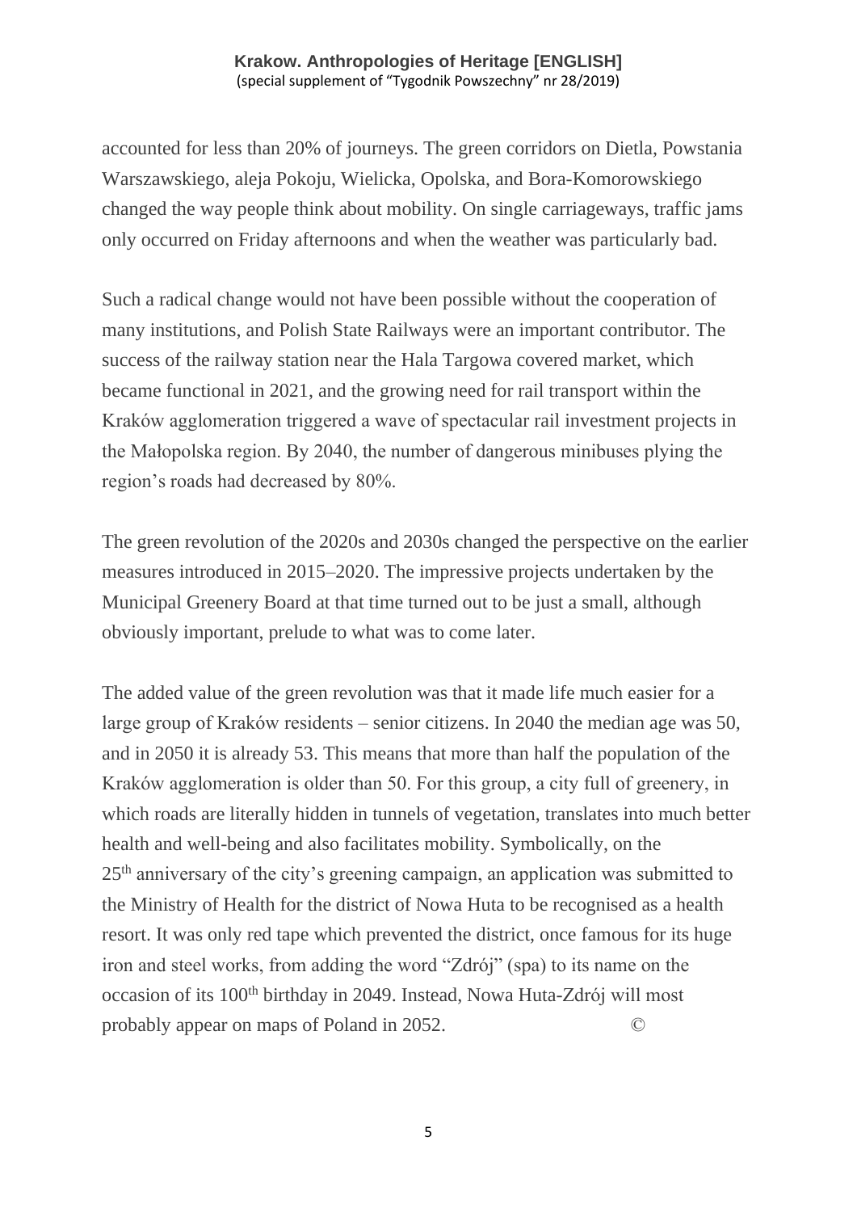accounted for less than 20% of journeys. The green corridors on Dietla, Powstania Warszawskiego, aleja Pokoju, Wielicka, Opolska, and Bora-Komorowskiego changed the way people think about mobility. On single carriageways, traffic jams only occurred on Friday afternoons and when the weather was particularly bad.

Such a radical change would not have been possible without the cooperation of many institutions, and Polish State Railways were an important contributor. The success of the railway station near the Hala Targowa covered market, which became functional in 2021, and the growing need for rail transport within the Kraków agglomeration triggered a wave of spectacular rail investment projects in the Małopolska region. By 2040, the number of dangerous minibuses plying the region's roads had decreased by 80%.

The green revolution of the 2020s and 2030s changed the perspective on the earlier measures introduced in 2015–2020. The impressive projects undertaken by the Municipal Greenery Board at that time turned out to be just a small, although obviously important, prelude to what was to come later.

The added value of the green revolution was that it made life much easier for a large group of Kraków residents – senior citizens. In 2040 the median age was 50, and in 2050 it is already 53. This means that more than half the population of the Kraków agglomeration is older than 50. For this group, a city full of greenery, in which roads are literally hidden in tunnels of vegetation, translates into much better health and well-being and also facilitates mobility. Symbolically, on the 25th anniversary of the city's greening campaign, an application was submitted to the Ministry of Health for the district of Nowa Huta to be recognised as a health resort. It was only red tape which prevented the district, once famous for its huge iron and steel works, from adding the word "Zdrój" (spa) to its name on the occasion of its 100th birthday in 2049. Instead, Nowa Huta-Zdrój will most probably appear on maps of Poland in 2052. ©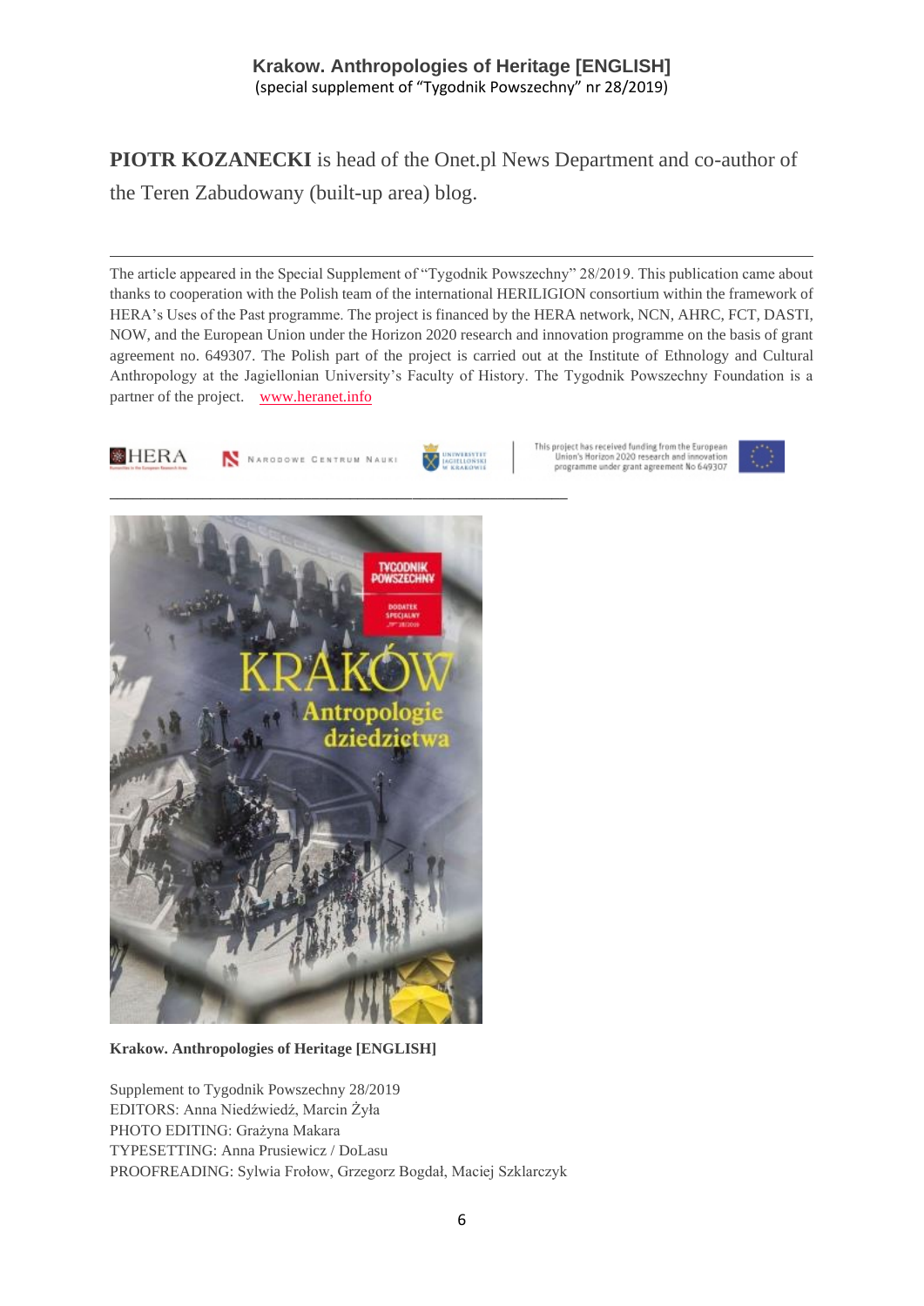**PIOTR KOZANECKI** is head of the Onet.pl News Department and co-author of the Teren Zabudowany (built-up area) blog.

---

The article appeared in the Special Supplement of "Tygodnik Powszechny" 28/2019. This publication came about thanks to cooperation with the Polish team of the international HERILIGION consortium within the framework of HERA's Uses of the Past programme. The project is financed by the HERA network, NCN, AHRC, FCT, DASTI, NOW, and the European Union under the Horizon 2020 research and innovation programme on the basis of grant agreement no. 649307. The Polish part of the project is carried out at the Institute of Ethnology and Cultural Anthropology at the Jagiellonian University's Faculty of History. The Tygodnik Powszechny Foundation is a partner of the project. [www.heranet.info](http://www.heranet.info)

This project has received funding from the European Union's Horizon 2020 research and innovation programme under grant agreement No 649307

---

**Krakow. Anthropologies of Heritage [ENGLISH]**

Supplement to Tygodnik Powszechny 28/2019
EDITORS: Anna Niedźwiedź, Marcin Żyła
PHOTO EDITING: Grażyna Makara
TYPESETTING: Anna Prusiewicz / DoLasu
PROOFREADING: Sylwia Frołow, Grzegorz Bogdał, Maciej Szklarczyk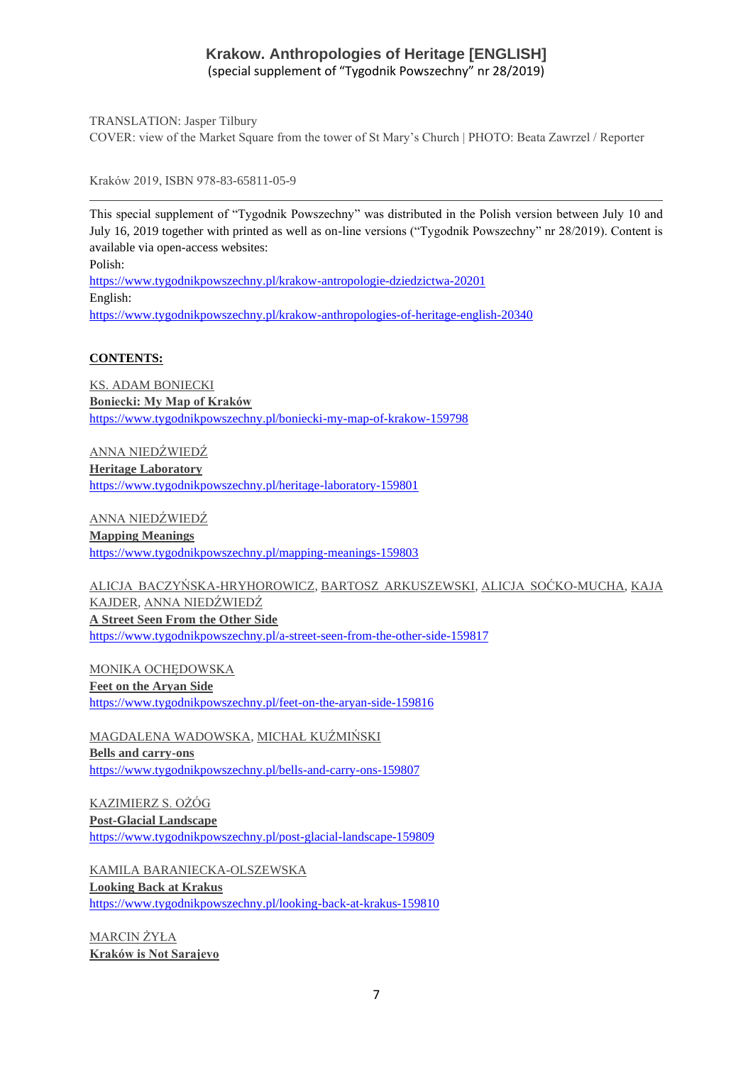# Krakow. Anthropologies of Heritage [ENGLISH]

(special supplement of "Tygodnik Powszechny" nr 28/2019)

TRANSLATION: Jasper Tilbury
COVER: view of the Market Square from the tower of St Mary's Church | PHOTO: Beata Zawrzel / Reporter

Kraków 2019, ISBN 978-83-65811-05-9

---

This special supplement of "Tygodnik Powszechny" was distributed in the Polish version between July 10 and July 16, 2019 together with printed as well as on-line versions ("Tygodnik Powszechny" nr 28/2019). Content is available via open-access websites:

Polish:
https://www.tygodnikpowszechny.pl/krakow-antropologie-dziedzictwa-20201

English:
https://www.tygodnikpowszechny.pl/krakow-anthropologies-of-heritage-english-20340

**CONTENTS:**

KS. ADAM BONIECKI
**Boniecki: My Map of Kraków**
https://www.tygodnikpowszechny.pl/boniecki-my-map-of-krakow-159798

ANNA NIEDŹWIEDŹ
**Heritage Laboratory**
https://www.tygodnikpowszechny.pl/heritage-laboratory-159801

ANNA NIEDŹWIEDŹ
**Mapping Meanings**
https://www.tygodnikpowszechny.pl/mapping-meanings-159803

ALICJA BACZYŃSKA-HRYHOROWICZ, BARTOSZ ARKUSZEWSKI, ALICJA SOĆKO-MUCHA, KAJA KAJDER, ANNA NIEDŹWIEDŹ
**A Street Seen From the Other Side**
https://www.tygodnikpowszechny.pl/a-street-seen-from-the-other-side-159817

MONIKA OCHĘDOWSKA
**Feet on the Aryan Side**
https://www.tygodnikpowszechny.pl/feet-on-the-aryan-side-159816

MAGDALENA WADOWSKA, MICHAŁ KUŹMIŃSKI
**Bells and carry-ons**
https://www.tygodnikpowszechny.pl/bells-and-carry-ons-159807

KAZIMIERZ S. OŻÓG
**Post-Glacial Landscape**
https://www.tygodnikpowszechny.pl/post-glacial-landscape-159809

KAMILA BARANIECKA-OLSZEWSKA
**Looking Back at Krakus**
https://www.tygodnikpowszechny.pl/looking-back-at-krakus-159810

MARCIN ŻYŁA
**Kraków is Not Sarajevo**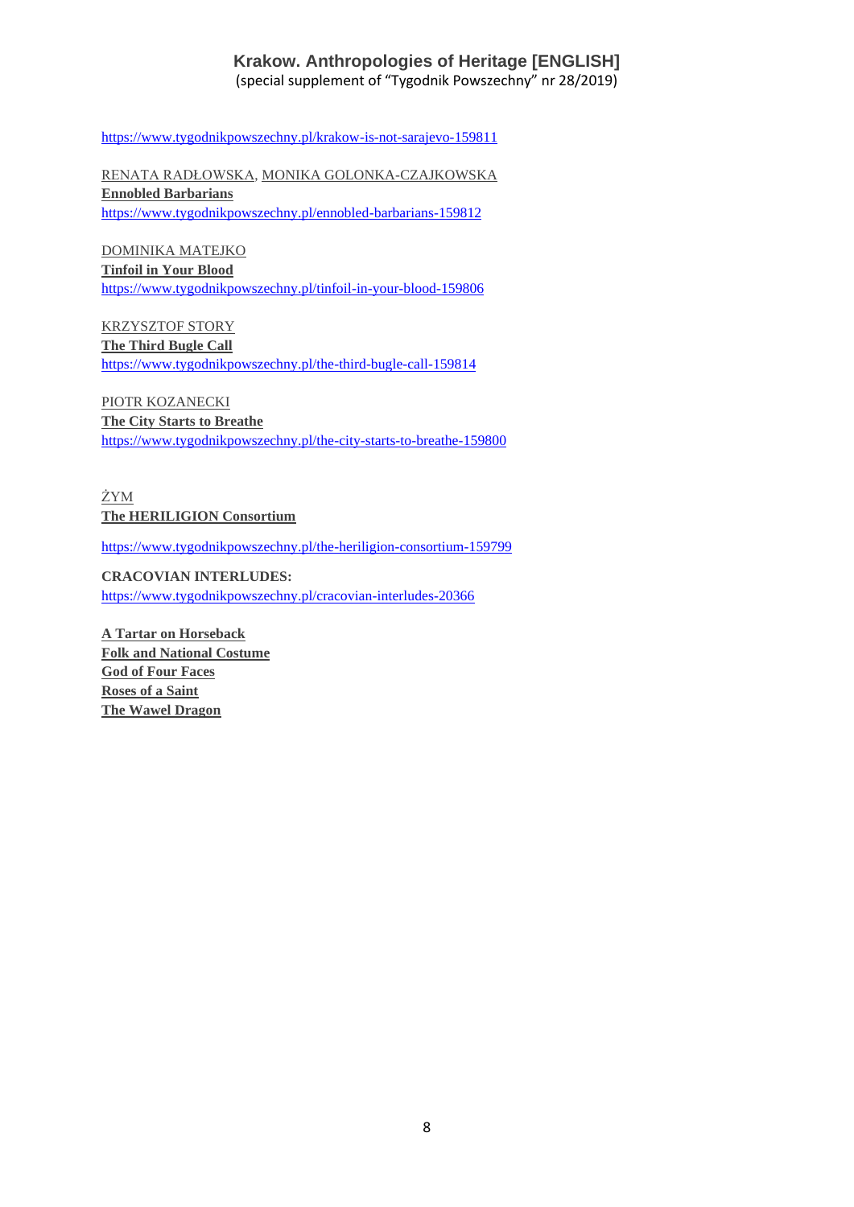https://www.tygodnikpowszechny.pl/krakow-is-not-sarajevo-159811

RENATA RADŁOWSKA, MONIKA GOLONKA-CZAJKOWSKA
**Ennobled Barbarians**
https://www.tygodnikpowszechny.pl/ennobled-barbarians-159812

DOMINIKA MATEJKO
**Tinfoil in Your Blood**
https://www.tygodnikpowszechny.pl/tinfoil-in-your-blood-159806

KRZYSZTOF STORY
**The Third Bugle Call**
https://www.tygodnikpowszechny.pl/the-third-bugle-call-159814

PIOTR KOZANECKI
**The City Starts to Breathe**
https://www.tygodnikpowszechny.pl/the-city-starts-to-breathe-159800

ŻYM
**The HERILIGION Consortium**

https://www.tygodnikpowszechny.pl/the-heriligion-consortium-159799

**CRACOVIAN INTERLUDES:**
https://www.tygodnikpowszechny.pl/cracovian-interludes-20366

**A Tartar on Horseback**
**Folk and National Costume**
**God of Four Faces**
**Roses of a Saint**
**The Wawel Dragon**